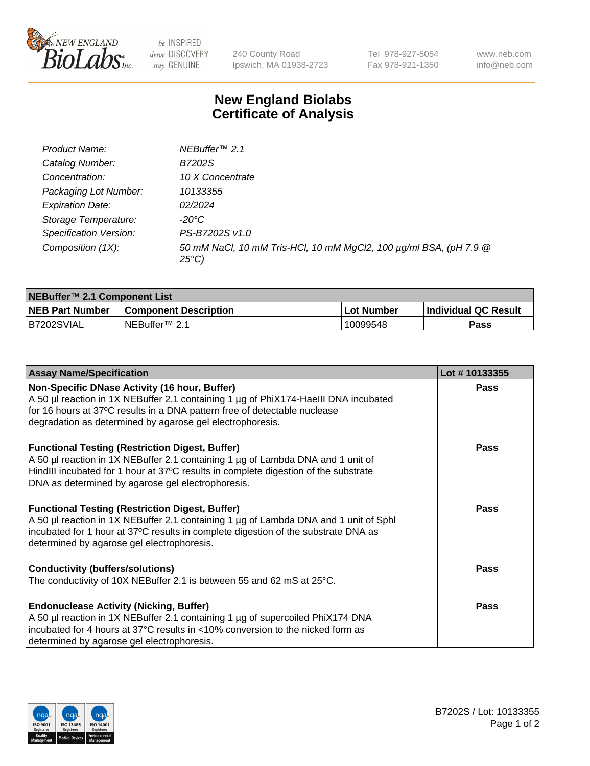# New England Biolabs Certificate of Analysis

| | |
|---|---|
| *Product Name:* | *NEBuffer™ 2.1* |
| *Catalog Number:* | *B7202S* |
| *Concentration:* | *10 X Concentrate* |
| *Packaging Lot Number:* | *10133355* |
| *Expiration Date:* | *02/2024* |
| *Storage Temperature:* | *-20°C* |
| *Specification Version:* | *PS-B7202S v1.0* |
| *Composition (1X):* | *50 mM NaCl, 10 mM Tris-HCl, 10 mM MgCl2, 100 µg/ml BSA, (pH 7.9 @ 25°C)* |

| **NEBuffer™ 2.1 Component List** | | | |
|---|---|---|---|
| **NEB Part Number** | **Component Description** | **Lot Number** | **Individual QC Result** |
| B7202SVIAL | NEBuffer™ 2.1 | 10099548 | **Pass** |

| **Assay Name/Specification** | **Lot # 10133355** |
|---|---|
| **Non-Specific DNase Activity (16 hour, Buffer)**<br>A 50 µl reaction in 1X NEBuffer 2.1 containing 1 µg of PhiX174-HaeIII DNA incubated for 16 hours at 37ºC results in a DNA pattern free of detectable nuclease degradation as determined by agarose gel electrophoresis. | **Pass** |
| **Functional Testing (Restriction Digest, Buffer)**<br>A 50 µl reaction in 1X NEBuffer 2.1 containing 1 µg of Lambda DNA and 1 unit of HindIII incubated for 1 hour at 37ºC results in complete digestion of the substrate DNA as determined by agarose gel electrophoresis. | **Pass** |
| **Functional Testing (Restriction Digest, Buffer)**<br>A 50 µl reaction in 1X NEBuffer 2.1 containing 1 µg of Lambda DNA and 1 unit of SphI incubated for 1 hour at 37ºC results in complete digestion of the substrate DNA as determined by agarose gel electrophoresis. | **Pass** |
| **Conductivity (buffers/solutions)**<br>The conductivity of 10X NEBuffer 2.1 is between 55 and 62 mS at 25°C. | **Pass** |
| **Endonuclease Activity (Nicking, Buffer)**<br>A 50 µl reaction in 1X NEBuffer 2.1 containing 1 µg of supercoiled PhiX174 DNA incubated for 4 hours at 37°C results in <10% conversion to the nicked form as determined by agarose gel electrophoresis. | **Pass** |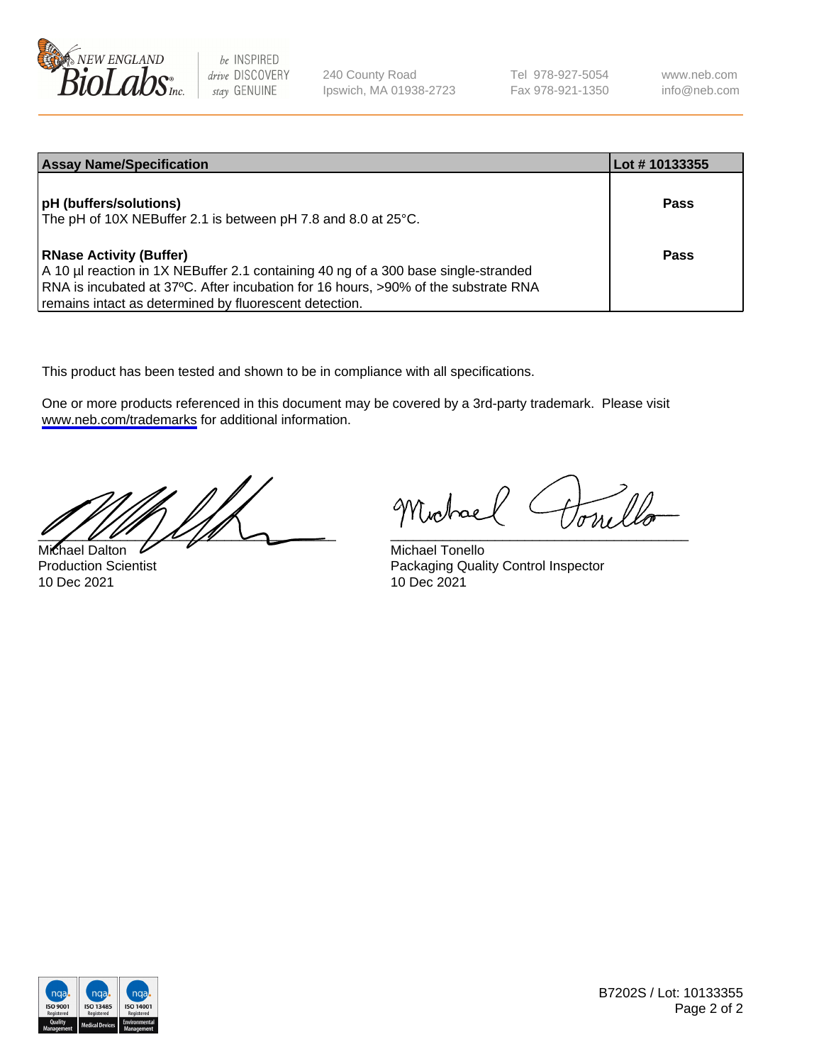240 County Road
Ipswich, MA 01938-2723

Tel 978-927-5054
Fax 978-921-1350

www.neb.com
info@neb.com

| Assay Name/Specification | Lot # 10133355 |
| --- | --- |
| **pH (buffers/solutions)**<br>The pH of 10X NEBuffer 2.1 is between pH 7.8 and 8.0 at 25°C. | **Pass** |
| **RNase Activity (Buffer)**<br>A 10 µl reaction in 1X NEBuffer 2.1 containing 40 ng of a 300 base single-stranded RNA is incubated at 37ºC. After incubation for 16 hours, >90% of the substrate RNA remains intact as determined by fluorescent detection. | **Pass** |

This product has been tested and shown to be in compliance with all specifications.

One or more products referenced in this document may be covered by a 3rd-party trademark. Please visit www.neb.com/trademarks for additional information.

Michael Dalton
Production Scientist
10 Dec 2021

Michael Tonello
Packaging Quality Control Inspector
10 Dec 2021

B7202S / Lot: 10133355